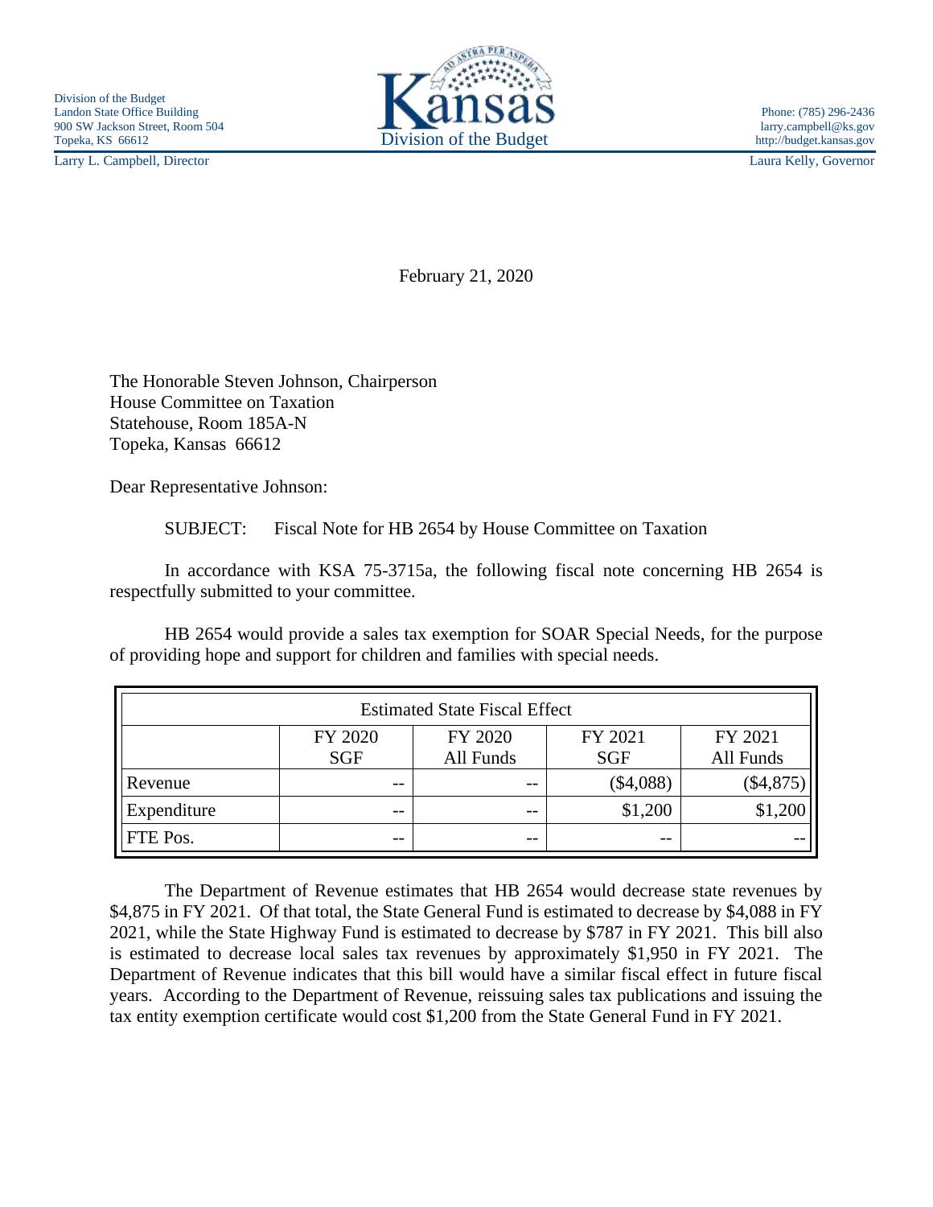Division of the Budget
Landon State Office Building
900 SW Jackson Street, Room 504
Topeka, KS 66612
Larry L. Campbell, Director

Kansas
Division of the Budget

Phone: (785) 296-2436
larry.campbell@ks.gov
http://budget.kansas.gov
Laura Kelly, Governor

February 21, 2020

The Honorable Steven Johnson, Chairperson
House Committee on Taxation
Statehouse, Room 185A-N
Topeka, Kansas 66612

Dear Representative Johnson:

SUBJECT: Fiscal Note for HB 2654 by House Committee on Taxation

In accordance with KSA 75-3715a, the following fiscal note concerning HB 2654 is respectfully submitted to your committee.

HB 2654 would provide a sales tax exemption for SOAR Special Needs, for the purpose of providing hope and support for children and families with special needs.

| Estimated State Fiscal Effect | | | | |
|---|---|---|---|---|
| | FY 2020 SGF | FY 2020 All Funds | FY 2021 SGF | FY 2021 All Funds |
| Revenue | -- | -- | ($4,088) | ($4,875) |
| Expenditure | -- | -- | $1,200 | $1,200 |
| FTE Pos. | -- | -- | -- | -- |

The Department of Revenue estimates that HB 2654 would decrease state revenues by $4,875 in FY 2021. Of that total, the State General Fund is estimated to decrease by $4,088 in FY 2021, while the State Highway Fund is estimated to decrease by $787 in FY 2021. This bill also is estimated to decrease local sales tax revenues by approximately $1,950 in FY 2021. The Department of Revenue indicates that this bill would have a similar fiscal effect in future fiscal years. According to the Department of Revenue, reissuing sales tax publications and issuing the tax entity exemption certificate would cost $1,200 from the State General Fund in FY 2021.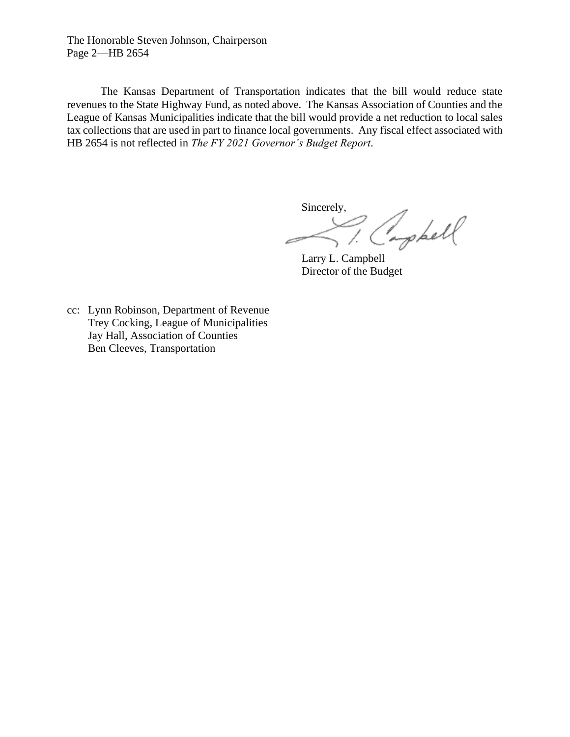The Kansas Department of Transportation indicates that the bill would reduce state revenues to the State Highway Fund, as noted above. The Kansas Association of Counties and the League of Kansas Municipalities indicate that the bill would provide a net reduction to local sales tax collections that are used in part to finance local governments. Any fiscal effect associated with HB 2654 is not reflected in *The FY 2021 Governor's Budget Report*.

Sincerely,

Larry L. Campbell
Director of the Budget

cc: Lynn Robinson, Department of Revenue
Trey Cocking, League of Municipalities
Jay Hall, Association of Counties
Ben Cleeves, Transportation